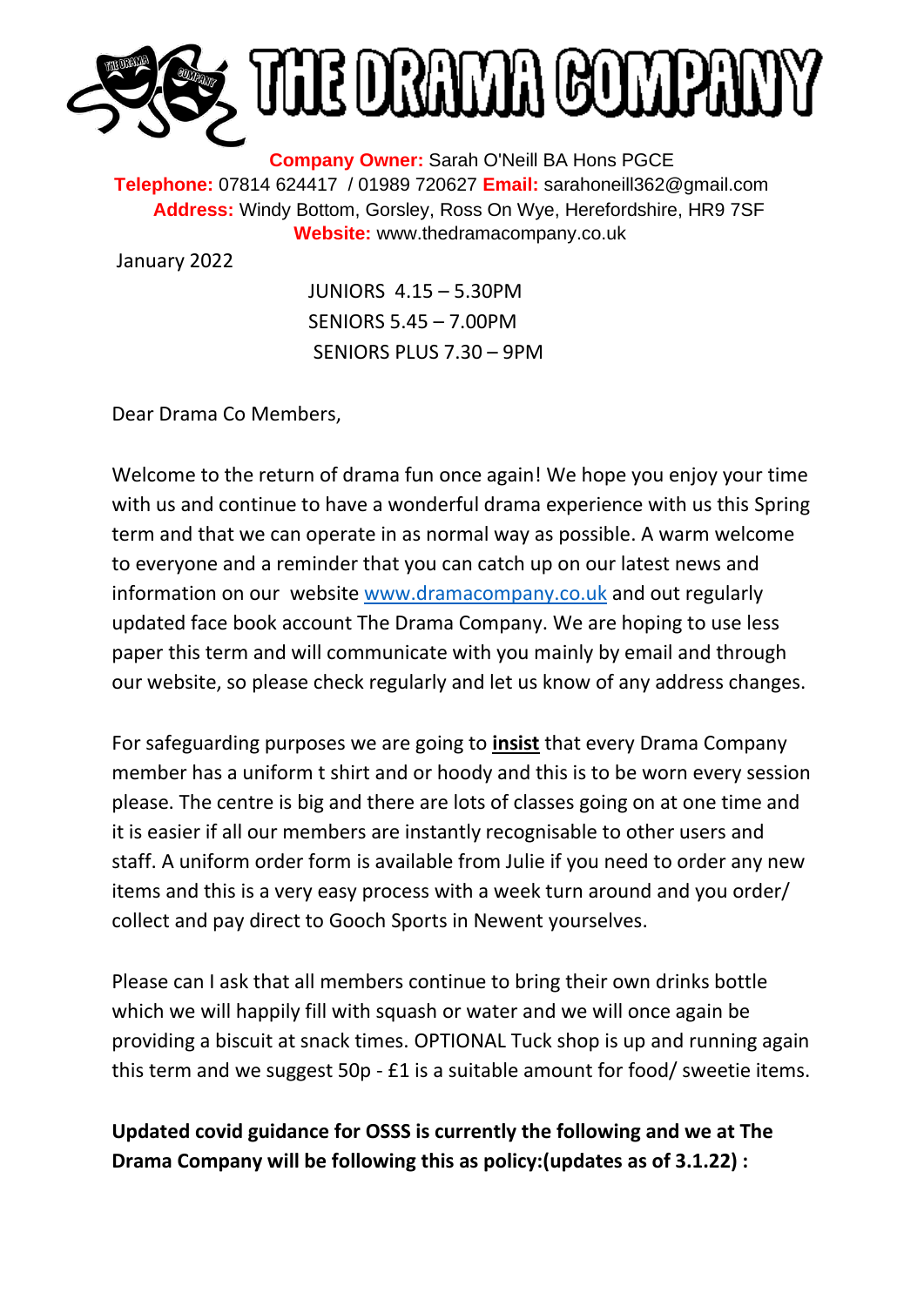# THE DRAMA COMPANY

**Company Owner:** Sarah O'Neill BA Hons PGCE
**Telephone:** 07814 624417 / 01989 720627 **Email:** sarahoneill362@gmail.com
**Address:** Windy Bottom, Gorsley, Ross On Wye, Herefordshire, HR9 7SF
**Website:** www.thedramacompany.co.uk

January 2022

JUNIORS 4.15 – 5.30PM
SENIORS 5.45 – 7.00PM
SENIORS PLUS 7.30 – 9PM

Dear Drama Co Members,

Welcome to the return of drama fun once again! We hope you enjoy your time with us and continue to have a wonderful drama experience with us this Spring term and that we can operate in as normal way as possible. A warm welcome to everyone and a reminder that you can catch up on our latest news and information on our website [www.dramacompany.co.uk](www.dramacompany.co.uk) and out regularly updated face book account The Drama Company. We are hoping to use less paper this term and will communicate with you mainly by email and through our website, so please check regularly and let us know of any address changes.

For safeguarding purposes we are going to **insist** that every Drama Company member has a uniform t shirt and or hoody and this is to be worn every session please. The centre is big and there are lots of classes going on at one time and it is easier if all our members are instantly recognisable to other users and staff. A uniform order form is available from Julie if you need to order any new items and this is a very easy process with a week turn around and you order/ collect and pay direct to Gooch Sports in Newent yourselves.

Please can I ask that all members continue to bring their own drinks bottle which we will happily fill with squash or water and we will once again be providing a biscuit at snack times. OPTIONAL Tuck shop is up and running again this term and we suggest 50p - £1 is a suitable amount for food/ sweetie items.

**Updated covid guidance for OSSS is currently the following and we at The Drama Company will be following this as policy:(updates as of 3.1.22) :**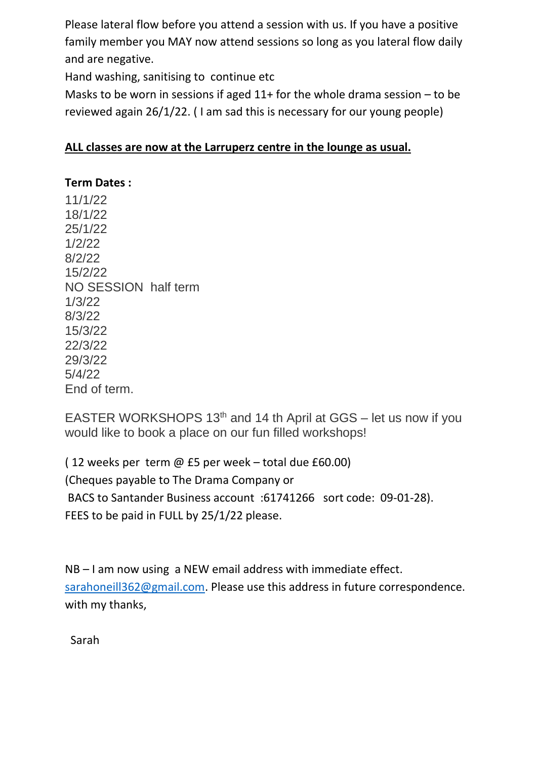Please lateral flow before you attend a session with us. If you have a positive family member you MAY now attend sessions so long as you lateral flow daily and are negative.

Hand washing, sanitising to continue etc

Masks to be worn in sessions if aged 11+ for the whole drama session – to be reviewed again 26/1/22. ( I am sad this is necessary for our young people)

**ALL classes are now at the Larruperz centre in the lounge as usual.**

**Term Dates :**

11/1/22
18/1/22
25/1/22
1/2/22
8/2/22
15/2/22
NO SESSION half term
1/3/22
8/3/22
15/3/22
22/3/22
29/3/22
5/4/22
End of term.

EASTER WORKSHOPS 13th and 14 th April at GGS – let us now if you would like to book a place on our fun filled workshops!

( 12 weeks per term @ £5 per week – total due £60.00)
(Cheques payable to The Drama Company or
BACS to Santander Business account :61741266 sort code: 09-01-28).
FEES to be paid in FULL by 25/1/22 please.

NB – I am now using a NEW email address with immediate effect. sarahoneill362@gmail.com. Please use this address in future correspondence.
with my thanks,

Sarah